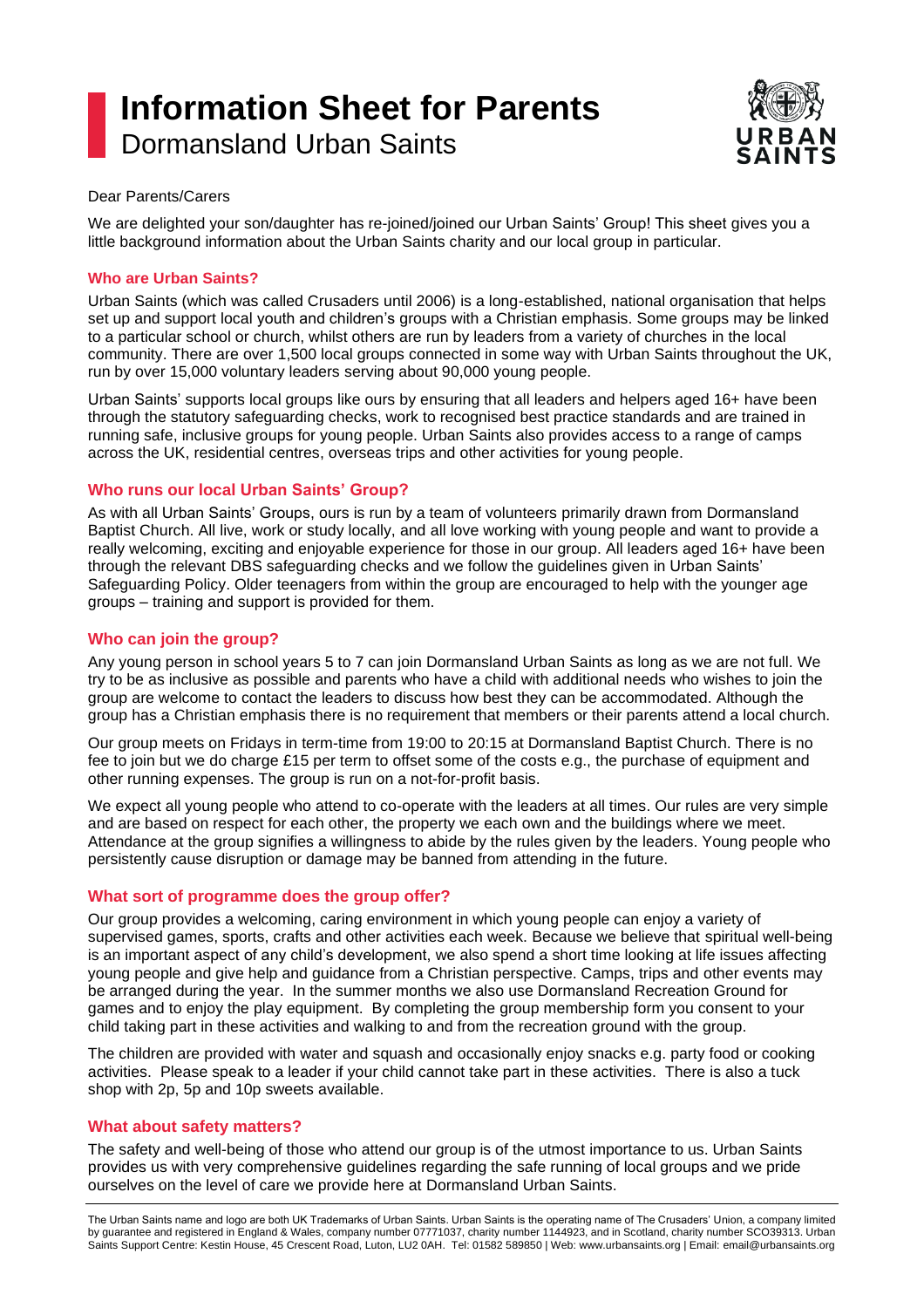# Information Sheet for Parents

Dormansland Urban Saints

Dear Parents/Carers

We are delighted your son/daughter has re-joined/joined our Urban Saints' Group! This sheet gives you a little background information about the Urban Saints charity and our local group in particular.

### Who are Urban Saints?

Urban Saints (which was called Crusaders until 2006) is a long-established, national organisation that helps set up and support local youth and children's groups with a Christian emphasis. Some groups may be linked to a particular school or church, whilst others are run by leaders from a variety of churches in the local community. There are over 1,500 local groups connected in some way with Urban Saints throughout the UK, run by over 15,000 voluntary leaders serving about 90,000 young people.

Urban Saints' supports local groups like ours by ensuring that all leaders and helpers aged 16+ have been through the statutory safeguarding checks, work to recognised best practice standards and are trained in running safe, inclusive groups for young people. Urban Saints also provides access to a range of camps across the UK, residential centres, overseas trips and other activities for young people.

### Who runs our local Urban Saints' Group?

As with all Urban Saints' Groups, ours is run by a team of volunteers primarily drawn from Dormansland Baptist Church. All live, work or study locally, and all love working with young people and want to provide a really welcoming, exciting and enjoyable experience for those in our group. All leaders aged 16+ have been through the relevant DBS safeguarding checks and we follow the guidelines given in Urban Saints' Safeguarding Policy. Older teenagers from within the group are encouraged to help with the younger age groups – training and support is provided for them.

### Who can join the group?

Any young person in school years 5 to 7 can join Dormansland Urban Saints as long as we are not full. We try to be as inclusive as possible and parents who have a child with additional needs who wishes to join the group are welcome to contact the leaders to discuss how best they can be accommodated. Although the group has a Christian emphasis there is no requirement that members or their parents attend a local church.

Our group meets on Fridays in term-time from 19:00 to 20:15 at Dormansland Baptist Church. There is no fee to join but we do charge £15 per term to offset some of the costs e.g., the purchase of equipment and other running expenses. The group is run on a not-for-profit basis.

We expect all young people who attend to co-operate with the leaders at all times. Our rules are very simple and are based on respect for each other, the property we each own and the buildings where we meet. Attendance at the group signifies a willingness to abide by the rules given by the leaders. Young people who persistently cause disruption or damage may be banned from attending in the future.

### What sort of programme does the group offer?

Our group provides a welcoming, caring environment in which young people can enjoy a variety of supervised games, sports, crafts and other activities each week. Because we believe that spiritual well-being is an important aspect of any child's development, we also spend a short time looking at life issues affecting young people and give help and guidance from a Christian perspective. Camps, trips and other events may be arranged during the year. In the summer months we also use Dormansland Recreation Ground for games and to enjoy the play equipment. By completing the group membership form you consent to your child taking part in these activities and walking to and from the recreation ground with the group.

The children are provided with water and squash and occasionally enjoy snacks e.g. party food or cooking activities. Please speak to a leader if your child cannot take part in these activities. There is also a tuck shop with 2p, 5p and 10p sweets available.

### What about safety matters?

The safety and well-being of those who attend our group is of the utmost importance to us. Urban Saints provides us with very comprehensive guidelines regarding the safe running of local groups and we pride ourselves on the level of care we provide here at Dormansland Urban Saints.

The Urban Saints name and logo are both UK Trademarks of Urban Saints. Urban Saints is the operating name of The Crusaders' Union, a company limited by guarantee and registered in England & Wales, company number 07771037, charity number 1144923, and in Scotland, charity number SCO39313. Urban Saints Support Centre: Kestin House, 45 Crescent Road, Luton, LU2 0AH. Tel: 01582 589850 | Web: www.urbansaints.org | Email: email@urbansaints.org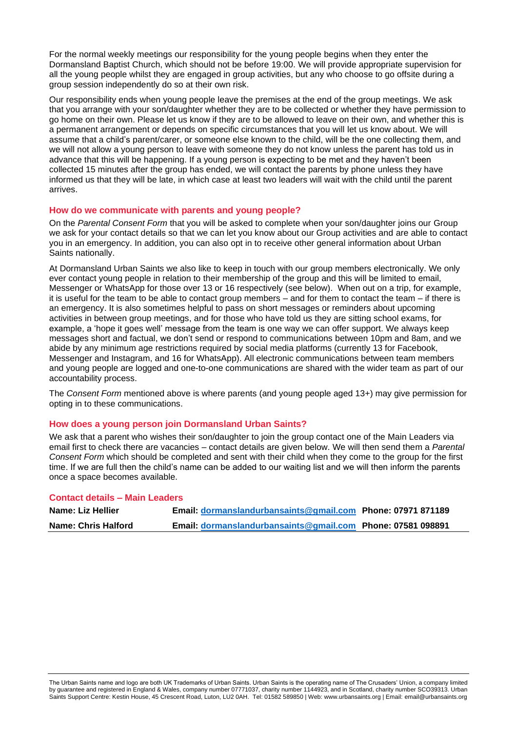For the normal weekly meetings our responsibility for the young people begins when they enter the Dormansland Baptist Church, which should not be before 19:00. We will provide appropriate supervision for all the young people whilst they are engaged in group activities, but any who choose to go offsite during a group session independently do so at their own risk.

Our responsibility ends when young people leave the premises at the end of the group meetings. We ask that you arrange with your son/daughter whether they are to be collected or whether they have permission to go home on their own. Please let us know if they are to be allowed to leave on their own, and whether this is a permanent arrangement or depends on specific circumstances that you will let us know about. We will assume that a child's parent/carer, or someone else known to the child, will be the one collecting them, and we will not allow a young person to leave with someone they do not know unless the parent has told us in advance that this will be happening. If a young person is expecting to be met and they haven't been collected 15 minutes after the group has ended, we will contact the parents by phone unless they have informed us that they will be late, in which case at least two leaders will wait with the child until the parent arrives.

### How do we communicate with parents and young people?

On the *Parental Consent Form* that you will be asked to complete when your son/daughter joins our Group we ask for your contact details so that we can let you know about our Group activities and are able to contact you in an emergency. In addition, you can also opt in to receive other general information about Urban Saints nationally.

At Dormansland Urban Saints we also like to keep in touch with our group members electronically. We only ever contact young people in relation to their membership of the group and this will be limited to email, Messenger or WhatsApp for those over 13 or 16 respectively (see below). When out on a trip, for example, it is useful for the team to be able to contact group members – and for them to contact the team – if there is an emergency. It is also sometimes helpful to pass on short messages or reminders about upcoming activities in between group meetings, and for those who have told us they are sitting school exams, for example, a 'hope it goes well' message from the team is one way we can offer support. We always keep messages short and factual, we don't send or respond to communications between 10pm and 8am, and we abide by any minimum age restrictions required by social media platforms (currently 13 for Facebook, Messenger and Instagram, and 16 for WhatsApp). All electronic communications between team members and young people are logged and one-to-one communications are shared with the wider team as part of our accountability process.

The *Consent Form* mentioned above is where parents (and young people aged 13+) may give permission for opting in to these communications.

### How does a young person join Dormansland Urban Saints?

We ask that a parent who wishes their son/daughter to join the group contact one of the Main Leaders via email first to check there are vacancies – contact details are given below. We will then send them a *Parental Consent Form* which should be completed and sent with their child when they come to the group for the first time. If we are full then the child's name can be added to our waiting list and we will then inform the parents once a space becomes available.

### Contact details – Main Leaders

| | | |
|---|---|---|
| **Name: Liz Hellier** | **Email: dormanslandurbansaints@gmail.com** | **Phone: 07971 871189** |
| **Name: Chris Halford** | **Email: dormanslandurbansaints@gmail.com** | **Phone: 07581 098891** |

The Urban Saints name and logo are both UK Trademarks of Urban Saints. Urban Saints is the operating name of The Crusaders' Union, a company limited by guarantee and registered in England & Wales, company number 07771037, charity number 1144923, and in Scotland, charity number SCO39313. Urban Saints Support Centre: Kestin House, 45 Crescent Road, Luton, LU2 0AH. Tel: 01582 589850 | Web: www.urbansaints.org | Email: email@urbansaints.org